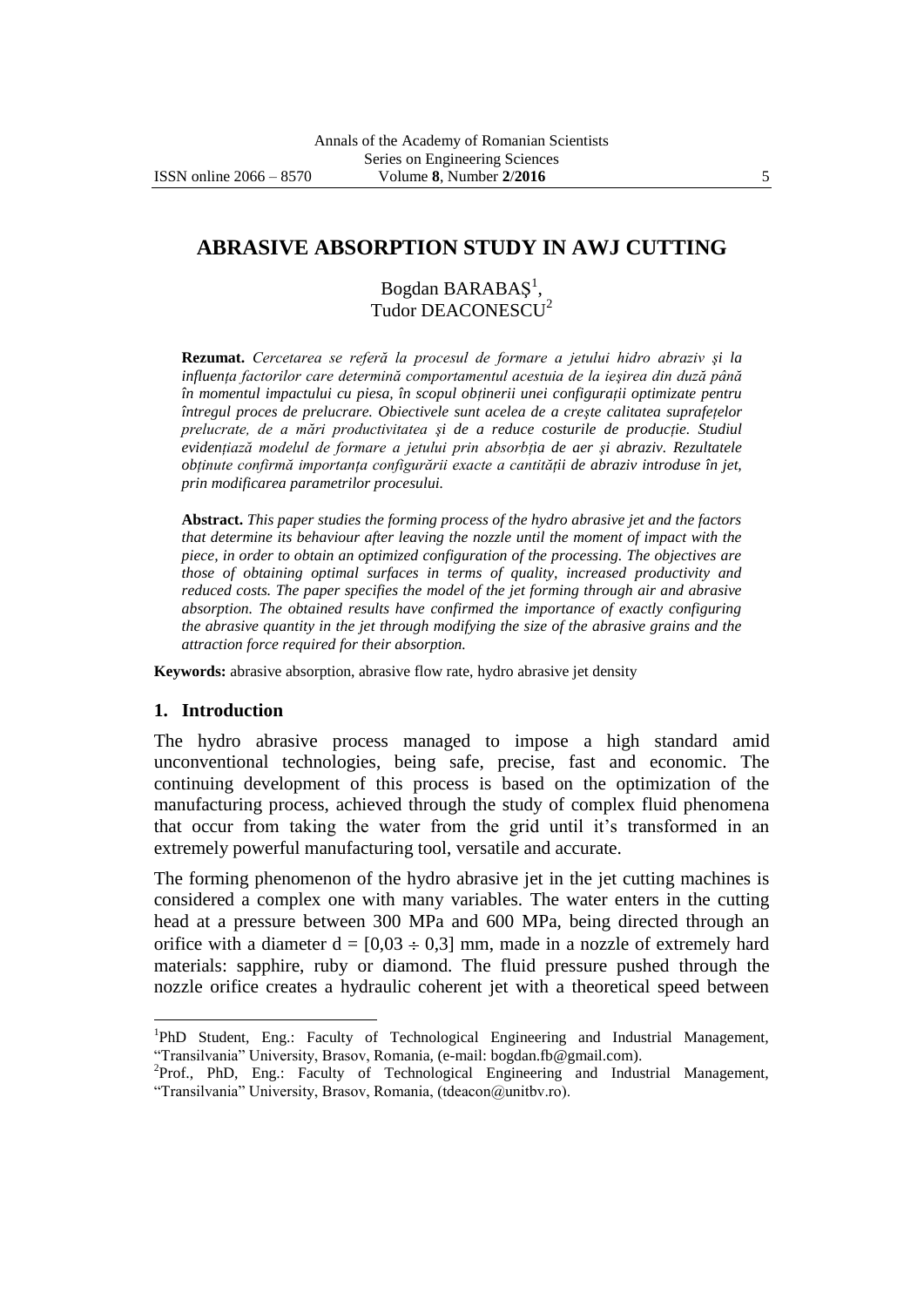# ABRASIVE ABSORPTION STUDY IN AWJ CUTTING

Bogdan BARABAŞ[1],
Tudor DEACONESCU[2]

**Rezumat.** *Cercetarea se referă la procesul de formare a jetului hidro abraziv şi la influenţa factorilor care determină comportamentul acestuia de la ieşirea din duză până în momentul impactului cu piesa, în scopul obţinerii unei configuraţii optimizate pentru întregul proces de prelucrare. Obiectivele sunt acelea de a creşte calitatea suprafeţelor prelucrate, de a mări productivitatea şi de a reduce costurile de producţie. Studiul evidenţiază modelul de formare a jetului prin absorbţia de aer şi abraziv. Rezultatele obţinute confirmă importanţa configurării exacte a cantităţii de abraziv introduse în jet, prin modificarea parametrilor procesului.*

**Abstract.** *This paper studies the forming process of the hydro abrasive jet and the factors that determine its behaviour after leaving the nozzle until the moment of impact with the piece, in order to obtain an optimized configuration of the processing. The objectives are those of obtaining optimal surfaces in terms of quality, increased productivity and reduced costs. The paper specifies the model of the jet forming through air and abrasive absorption. The obtained results have confirmed the importance of exactly configuring the abrasive quantity in the jet through modifying the size of the abrasive grains and the attraction force required for their absorption.*

**Keywords:** abrasive absorption, abrasive flow rate, hydro abrasive jet density

## 1. Introduction

The hydro abrasive process managed to impose a high standard amid unconventional technologies, being safe, precise, fast and economic. The continuing development of this process is based on the optimization of the manufacturing process, achieved through the study of complex fluid phenomena that occur from taking the water from the grid until it's transformed in an extremely powerful manufacturing tool, versatile and accurate.

The forming phenomenon of the hydro abrasive jet in the jet cutting machines is considered a complex one with many variables. The water enters in the cutting head at a pressure between 300 MPa and 600 MPa, being directed through an orifice with a diameter $d = [0{,}03 \div 0{,}3]$ mm, made in a nozzle of extremely hard materials: sapphire, ruby or diamond. The fluid pressure pushed through the nozzle orifice creates a hydraulic coherent jet with a theoretical speed between

---

[1]PhD Student, Eng.: Faculty of Technological Engineering and Industrial Management, "Transilvania" University, Brasov, Romania, (e-mail: bogdan.fb@gmail.com).

[2]Prof., PhD, Eng.: Faculty of Technological Engineering and Industrial Management, "Transilvania" University, Brasov, Romania, (tdeacon@unitbv.ro).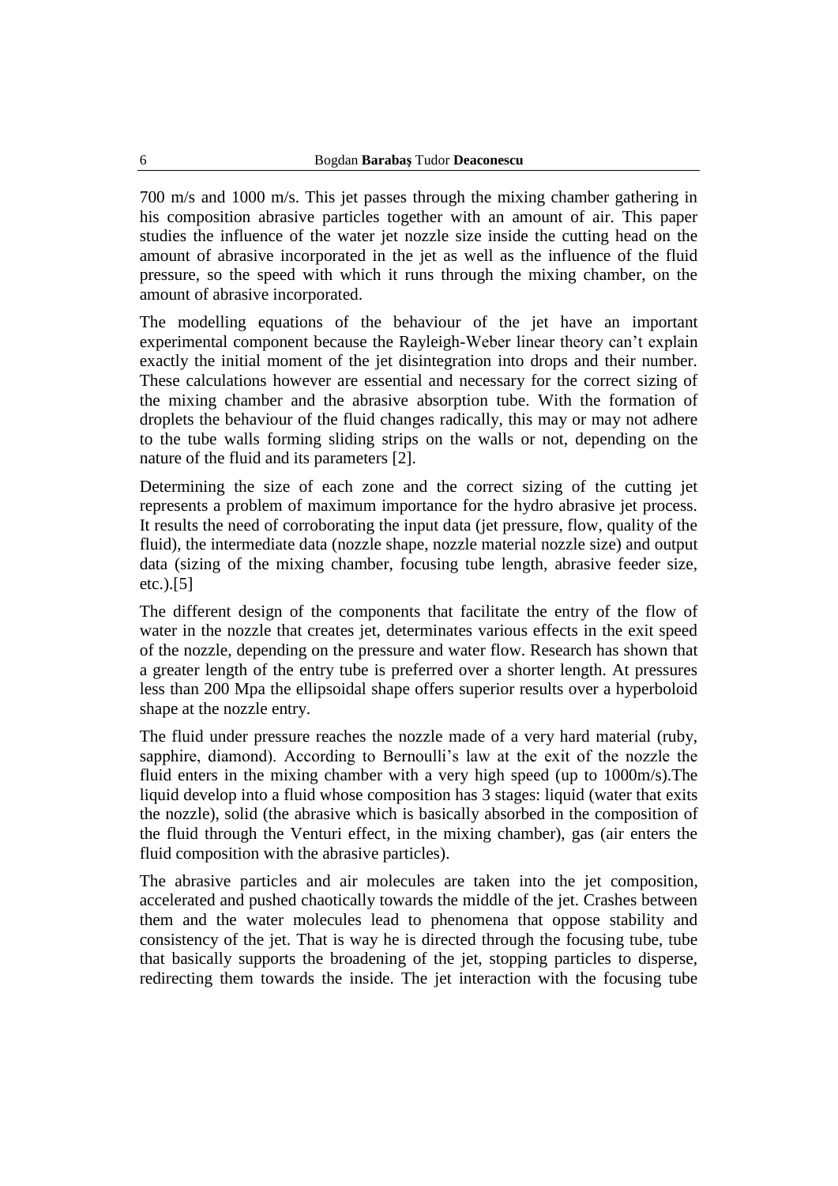700 m/s and 1000 m/s. This jet passes through the mixing chamber gathering in his composition abrasive particles together with an amount of air. This paper studies the influence of the water jet nozzle size inside the cutting head on the amount of abrasive incorporated in the jet as well as the influence of the fluid pressure, so the speed with which it runs through the mixing chamber, on the amount of abrasive incorporated.

The modelling equations of the behaviour of the jet have an important experimental component because the Rayleigh-Weber linear theory can't explain exactly the initial moment of the jet disintegration into drops and their number. These calculations however are essential and necessary for the correct sizing of the mixing chamber and the abrasive absorption tube. With the formation of droplets the behaviour of the fluid changes radically, this may or may not adhere to the tube walls forming sliding strips on the walls or not, depending on the nature of the fluid and its parameters [2].

Determining the size of each zone and the correct sizing of the cutting jet represents a problem of maximum importance for the hydro abrasive jet process. It results the need of corroborating the input data (jet pressure, flow, quality of the fluid), the intermediate data (nozzle shape, nozzle material nozzle size) and output data (sizing of the mixing chamber, focusing tube length, abrasive feeder size, etc.).[5]

The different design of the components that facilitate the entry of the flow of water in the nozzle that creates jet, determinates various effects in the exit speed of the nozzle, depending on the pressure and water flow. Research has shown that a greater length of the entry tube is preferred over a shorter length. At pressures less than 200 Mpa the ellipsoidal shape offers superior results over a hyperboloid shape at the nozzle entry.

The fluid under pressure reaches the nozzle made of a very hard material (ruby, sapphire, diamond). According to Bernoulli's law at the exit of the nozzle the fluid enters in the mixing chamber with a very high speed (up to 1000m/s).The liquid develop into a fluid whose composition has 3 stages: liquid (water that exits the nozzle), solid (the abrasive which is basically absorbed in the composition of the fluid through the Venturi effect, in the mixing chamber), gas (air enters the fluid composition with the abrasive particles).

The abrasive particles and air molecules are taken into the jet composition, accelerated and pushed chaotically towards the middle of the jet. Crashes between them and the water molecules lead to phenomena that oppose stability and consistency of the jet. That is way he is directed through the focusing tube, tube that basically supports the broadening of the jet, stopping particles to disperse, redirecting them towards the inside. The jet interaction with the focusing tube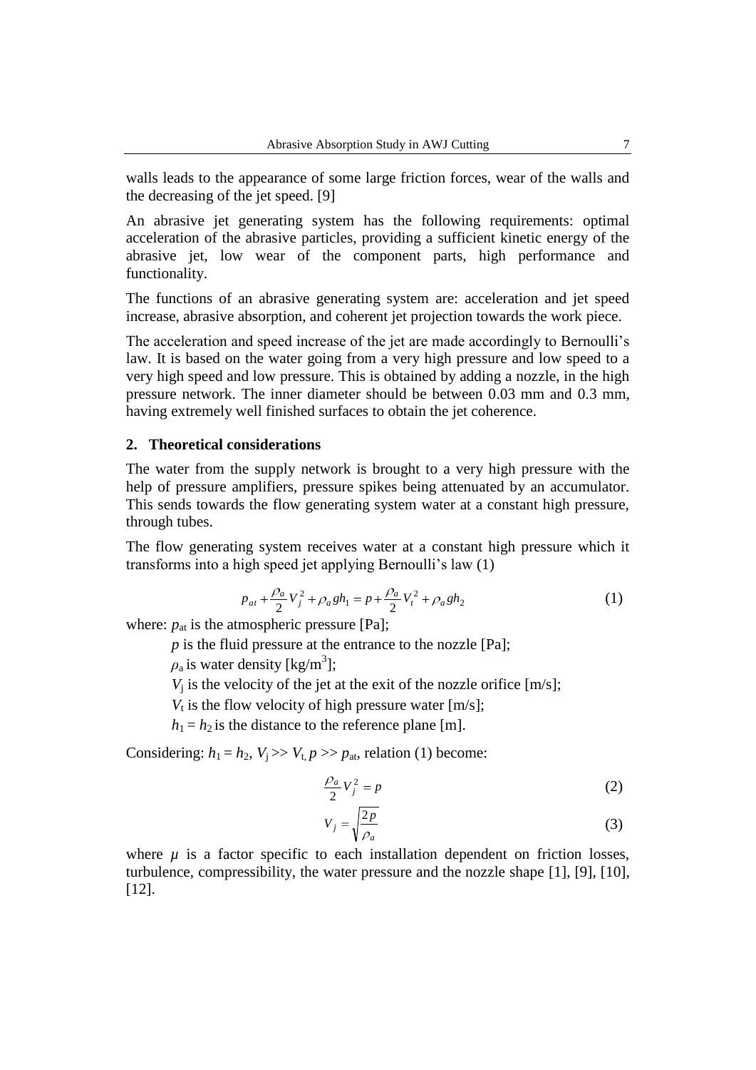walls leads to the appearance of some large friction forces, wear of the walls and the decreasing of the jet speed. [9]

An abrasive jet generating system has the following requirements: optimal acceleration of the abrasive particles, providing a sufficient kinetic energy of the abrasive jet, low wear of the component parts, high performance and functionality.

The functions of an abrasive generating system are: acceleration and jet speed increase, abrasive absorption, and coherent jet projection towards the work piece.

The acceleration and speed increase of the jet are made accordingly to Bernoulli's law. It is based on the water going from a very high pressure and low speed to a very high speed and low pressure. This is obtained by adding a nozzle, in the high pressure network. The inner diameter should be between 0.03 mm and 0.3 mm, having extremely well finished surfaces to obtain the jet coherence.

## 2. Theoretical considerations

The water from the supply network is brought to a very high pressure with the help of pressure amplifiers, pressure spikes being attenuated by an accumulator. This sends towards the flow generating system water at a constant high pressure, through tubes.

The flow generating system receives water at a constant high pressure which it transforms into a high speed jet applying Bernoulli's law (1)

$$p_{at} + \frac{\rho_a}{2} V_j^2 + \rho_a g h_1 = p + \frac{\rho_a}{2} V_t^2 + \rho_a g h_2 \tag{1}$$

where: $p_{at}$ is the atmospheric pressure [Pa];

$p$ is the fluid pressure at the entrance to the nozzle [Pa];

$\rho_a$ is water density [kg/m$^3$];

$V_j$ is the velocity of the jet at the exit of the nozzle orifice [m/s];

$V_t$ is the flow velocity of high pressure water [m/s];

$h_1 = h_2$ is the distance to the reference plane [m].

Considering: $h_1 = h_2$, $V_j >> V_t$, $p >> p_{at}$, relation (1) become:

$$\frac{\rho_a}{2} V_j^2 = p \tag{2}$$

$$V_j = \sqrt{\frac{2p}{\rho_a}} \tag{3}$$

where $\mu$ is a factor specific to each installation dependent on friction losses, turbulence, compressibility, the water pressure and the nozzle shape [1], [9], [10], [12].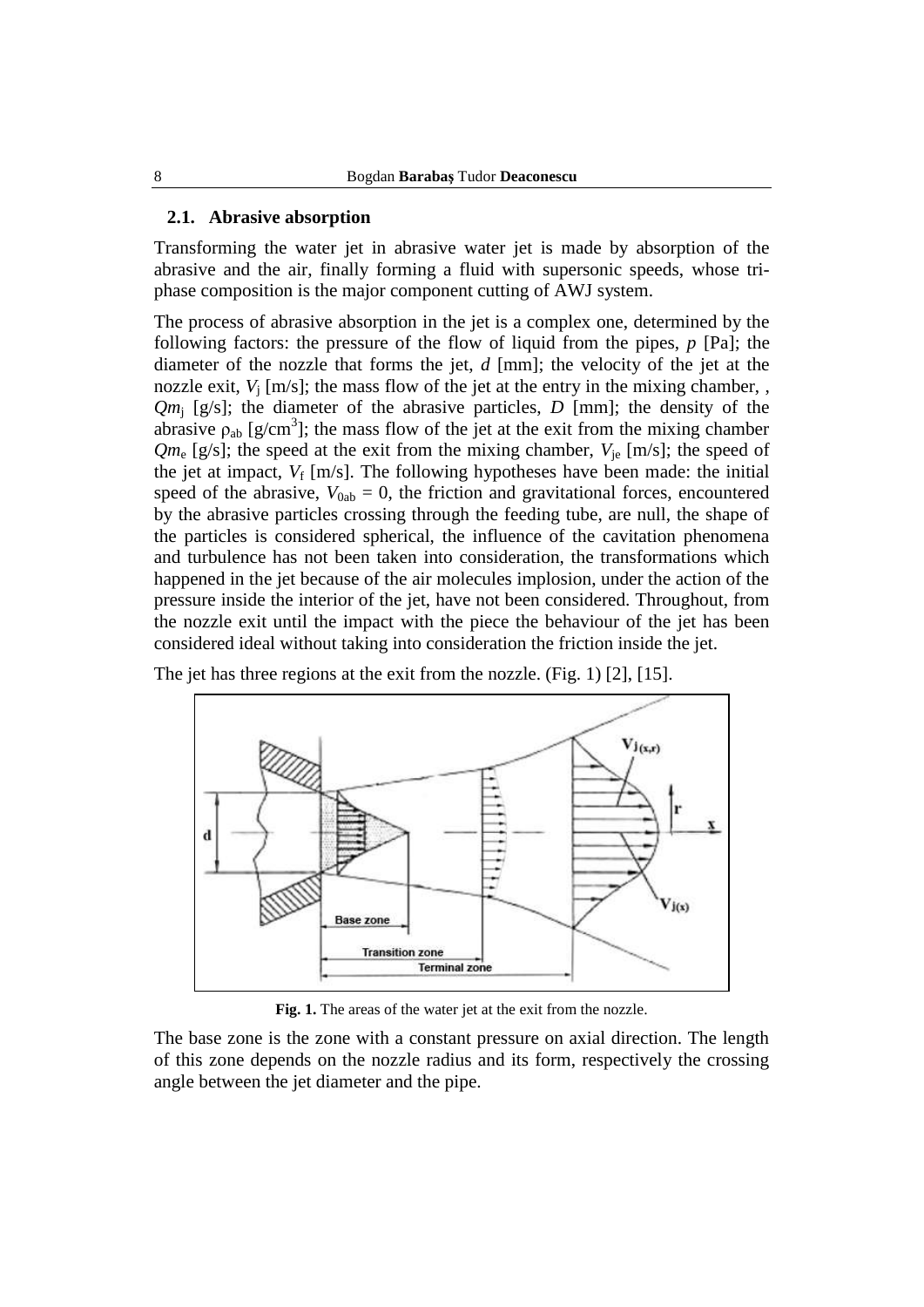### 2.1. Abrasive absorption

Transforming the water jet in abrasive water jet is made by absorption of the abrasive and the air, finally forming a fluid with supersonic speeds, whose tri-phase composition is the major component cutting of AWJ system.

The process of abrasive absorption in the jet is a complex one, determined by the following factors: the pressure of the flow of liquid from the pipes, $p$ [Pa]; the diameter of the nozzle that forms the jet, $d$ [mm]; the velocity of the jet at the nozzle exit, $V_j$ [m/s]; the mass flow of the jet at the entry in the mixing chamber, , $Qm_j$ [g/s]; the diameter of the abrasive particles, $D$ [mm]; the density of the abrasive $\rho_{ab}$ [g/cm$^3$]; the mass flow of the jet at the exit from the mixing chamber $Qm_e$ [g/s]; the speed at the exit from the mixing chamber, $V_{je}$ [m/s]; the speed of the jet at impact, $V_f$ [m/s]. The following hypotheses have been made: the initial speed of the abrasive, $V_{0ab} = 0$, the friction and gravitational forces, encountered by the abrasive particles crossing through the feeding tube, are null, the shape of the particles is considered spherical, the influence of the cavitation phenomena and turbulence has not been taken into consideration, the transformations which happened in the jet because of the air molecules implosion, under the action of the pressure inside the interior of the jet, have not been considered. Throughout, from the nozzle exit until the impact with the piece the behaviour of the jet has been considered ideal without taking into consideration the friction inside the jet.

The jet has three regions at the exit from the nozzle. (Fig. 1) [2], [15].

**Fig. 1.** The areas of the water jet at the exit from the nozzle.

The base zone is the zone with a constant pressure on axial direction. The length of this zone depends on the nozzle radius and its form, respectively the crossing angle between the jet diameter and the pipe.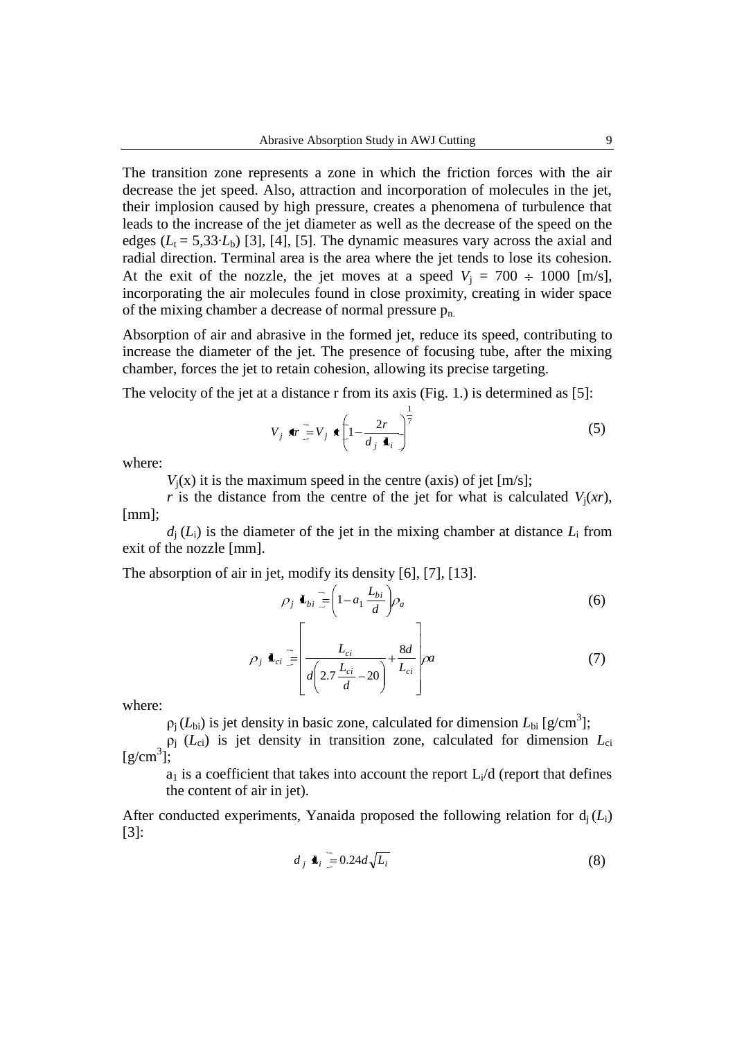The transition zone represents a zone in which the friction forces with the air decrease the jet speed. Also, attraction and incorporation of molecules in the jet, their implosion caused by high pressure, creates a phenomena of turbulence that leads to the increase of the jet diameter as well as the decrease of the speed on the edges ($L_t = 5{,}33 \cdot L_b$) [3], [4], [5]. The dynamic measures vary across the axial and radial direction. Terminal area is the area where the jet tends to lose its cohesion. At the exit of the nozzle, the jet moves at a speed $V_j = 700 \div 1000$ [m/s], incorporating the air molecules found in close proximity, creating in wider space of the mixing chamber a decrease of normal pressure $p_n$.

Absorption of air and abrasive in the formed jet, reduce its speed, contributing to increase the diameter of the jet. The presence of focusing tube, after the mixing chamber, forces the jet to retain cohesion, allowing its precise targeting.

The velocity of the jet at a distance r from its axis (Fig. 1.) is determined as [5]:

$$V_j(xr) = V_j(x)\left(1 - \frac{2r}{d_j(L_i)}\right)^{\frac{1}{7}} \tag{5}$$

where:

$V_j(x)$ it is the maximum speed in the centre (axis) of jet [m/s];

$r$ is the distance from the centre of the jet for what is calculated $V_j(xr)$, [mm];

$d_j(L_i)$ is the diameter of the jet in the mixing chamber at distance $L_i$ from exit of the nozzle [mm].

The absorption of air in jet, modify its density [6], [7], [13].

$$\rho_j(L_{bi}) = \left(1 - a_1 \frac{L_{bi}}{d}\right)\rho_a \tag{6}$$

$$\rho_j(L_{ci}) = \left[\frac{L_{ci}}{d\left(2.7\frac{L_{ci}}{d} - 20\right)} + \frac{8d}{L_{ci}}\right]\rho a \tag{7}$$

where:

$\rho_j(L_{bi})$ is jet density in basic zone, calculated for dimension $L_{bi}$ [g/cm$^3$];

$\rho_j(L_{ci})$ is jet density in transition zone, calculated for dimension $L_{ci}$ [g/cm$^3$];

$a_1$ is a coefficient that takes into account the report $L_i/d$ (report that defines the content of air in jet).

After conducted experiments, Yanaida proposed the following relation for $d_j(L_i)$ [3]:

$$d_j(L_i) = 0.24d\sqrt{L_i} \tag{8}$$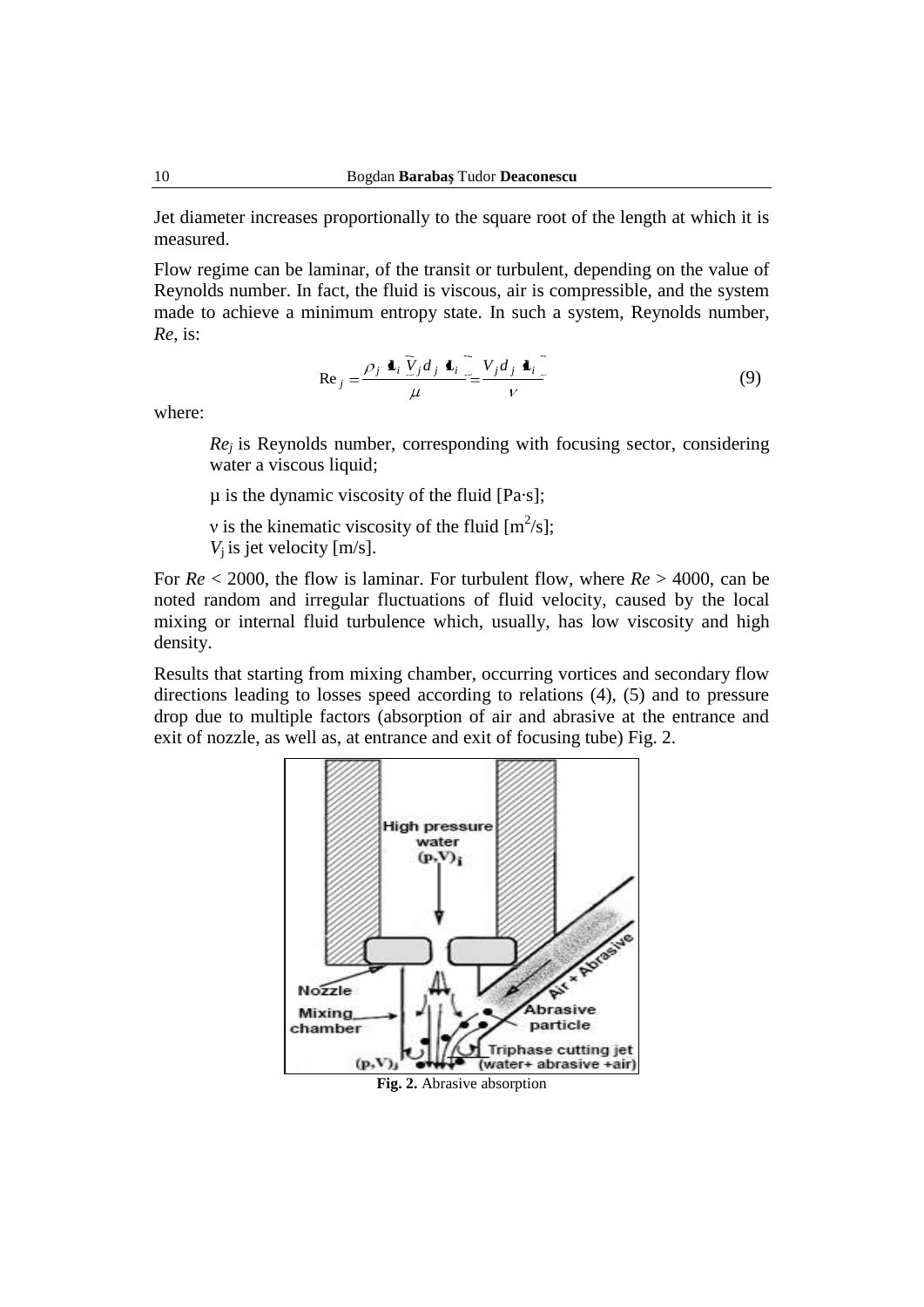Jet diameter increases proportionally to the square root of the length at which it is measured.

Flow regime can be laminar, of the transit or turbulent, depending on the value of Reynolds number. In fact, the fluid is viscous, air is compressible, and the system made to achieve a minimum entropy state. In such a system, Reynolds number, *Re*, is:

$$\mathrm{Re}_j = \frac{\rho_j(x_i)\,\overline{V}_j d_j(x_i)}{\mu} = \frac{V_j d_j(x_i)}{\nu} \tag{9}$$

where:

$Re_j$ is Reynolds number, corresponding with focusing sector, considering water a viscous liquid;

$\mu$ is the dynamic viscosity of the fluid [Pa·s];

$\nu$ is the kinematic viscosity of the fluid [$m^2/s$];
$V_j$ is jet velocity [m/s].

For $Re < 2000$, the flow is laminar. For turbulent flow, where $Re > 4000$, can be noted random and irregular fluctuations of fluid velocity, caused by the local mixing or internal fluid turbulence which, usually, has low viscosity and high density.

Results that starting from mixing chamber, occurring vortices and secondary flow directions leading to losses speed according to relations (4), (5) and to pressure drop due to multiple factors (absorption of air and abrasive at the entrance and exit of nozzle, as well as, at entrance and exit of focusing tube) Fig. 2.

**Fig. 2.** Abrasive absorption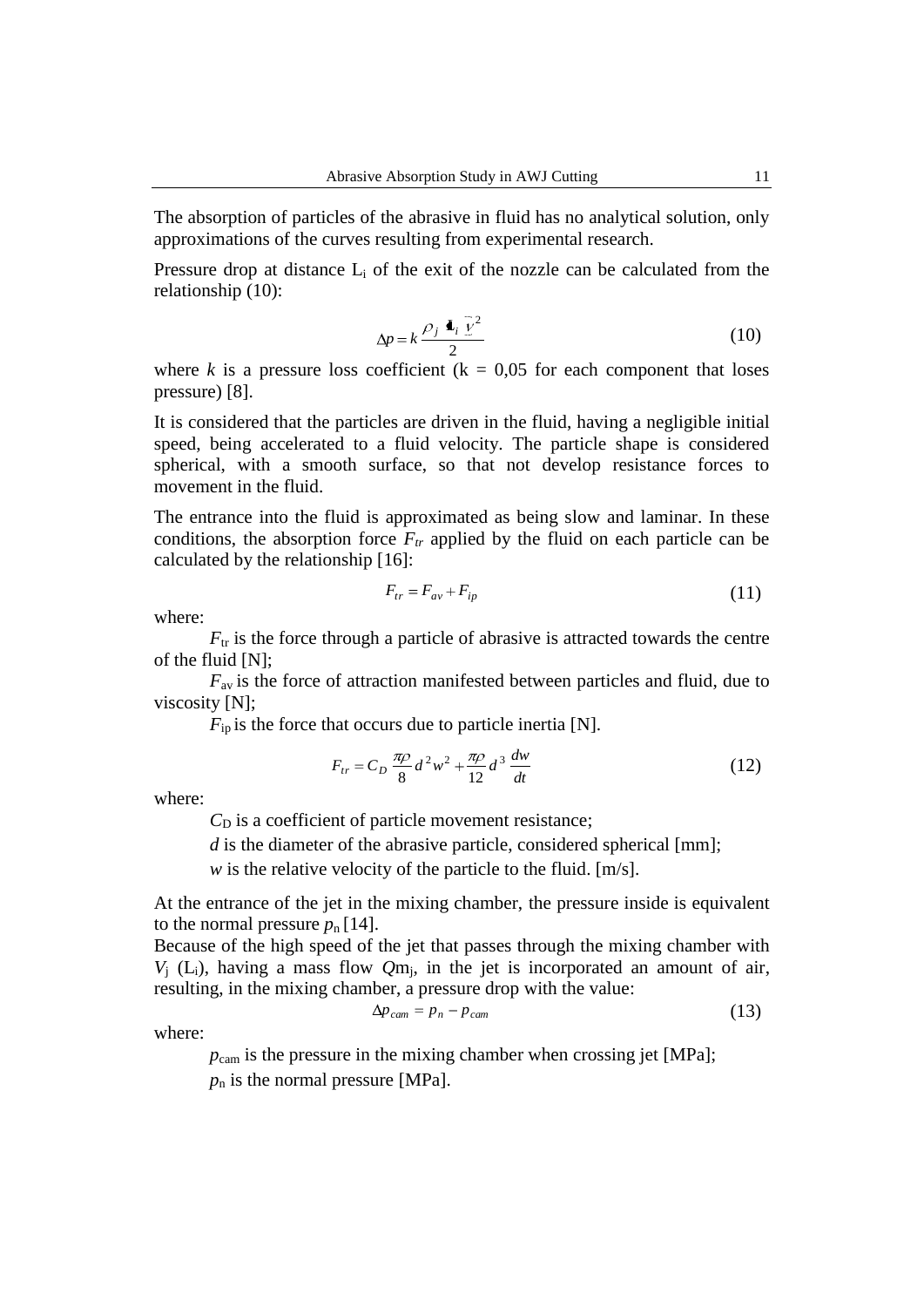The absorption of particles of the abrasive in fluid has no analytical solution, only approximations of the curves resulting from experimental research.

Pressure drop at distance $L_i$ of the exit of the nozzle can be calculated from the relationship (10):

$$\Delta p = k \frac{\rho_j (L_i) \bar{V}^2}{2} \tag{10}$$

where $k$ is a pressure loss coefficient (k = 0,05 for each component that loses pressure) [8].

It is considered that the particles are driven in the fluid, having a negligible initial speed, being accelerated to a fluid velocity. The particle shape is considered spherical, with a smooth surface, so that not develop resistance forces to movement in the fluid.

The entrance into the fluid is approximated as being slow and laminar. In these conditions, the absorption force $F_{tr}$ applied by the fluid on each particle can be calculated by the relationship [16]:

$$F_{tr} = F_{av} + F_{ip} \tag{11}$$

where:

$F_{tr}$ is the force through a particle of abrasive is attracted towards the centre of the fluid [N];

$F_{av}$ is the force of attraction manifested between particles and fluid, due to viscosity [N];

$F_{ip}$ is the force that occurs due to particle inertia [N].

$$F_{tr} = C_D \frac{\pi\rho}{8} d^2 w^2 + \frac{\pi\rho}{12} d^3 \frac{dw}{dt} \tag{12}$$

where:

$C_D$ is a coefficient of particle movement resistance;

$d$ is the diameter of the abrasive particle, considered spherical [mm];

$w$ is the relative velocity of the particle to the fluid. [m/s].

At the entrance of the jet in the mixing chamber, the pressure inside is equivalent to the normal pressure $p_n$ [14].

Because of the high speed of the jet that passes through the mixing chamber with $V_j$ ($L_i$), having a mass flow $Qm_j$, in the jet is incorporated an amount of air, resulting, in the mixing chamber, a pressure drop with the value:

$$\Delta p_{cam} = p_n - p_{cam} \tag{13}$$

where:

$p_{cam}$ is the pressure in the mixing chamber when crossing jet [MPa];

$p_n$ is the normal pressure [MPa].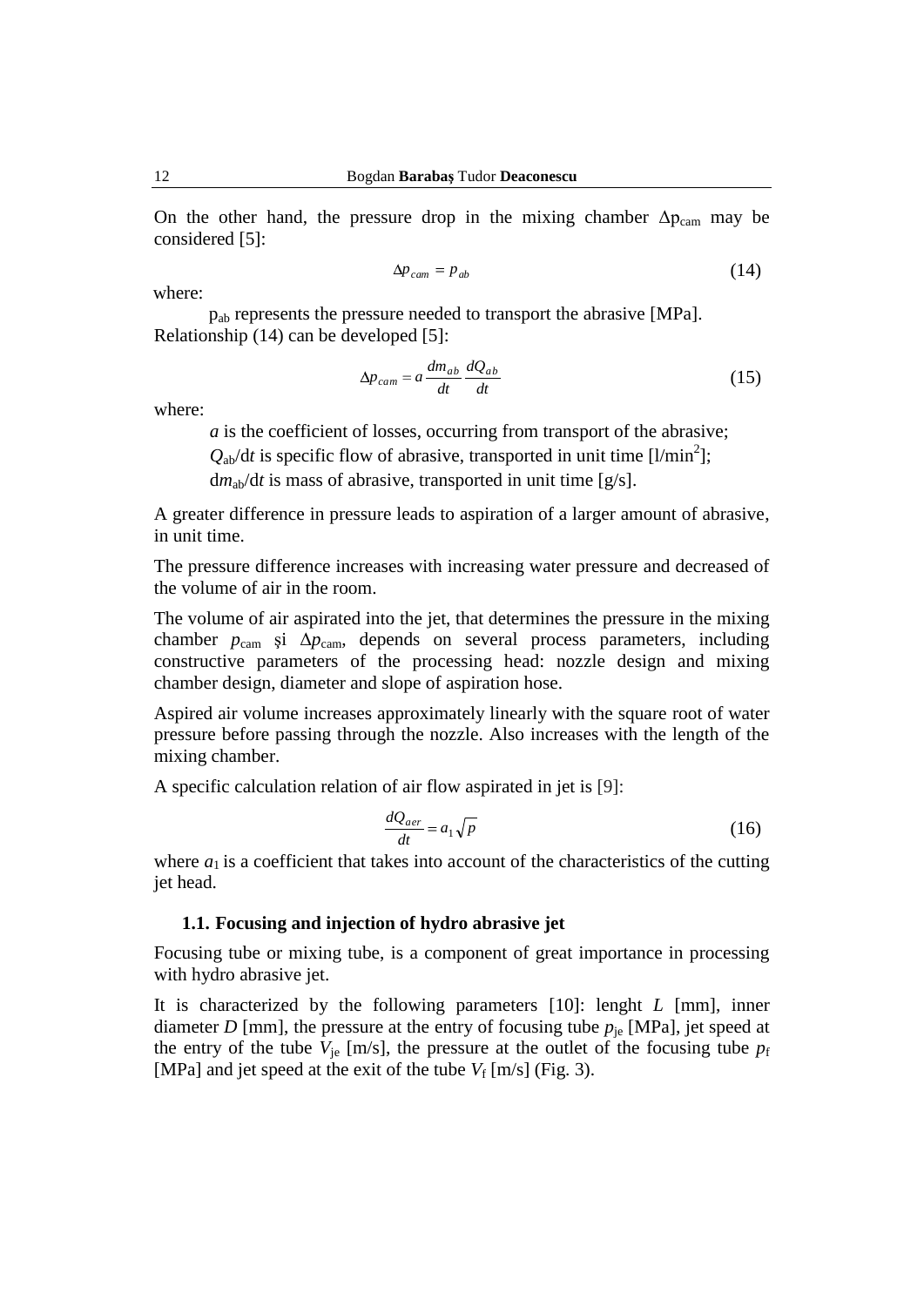On the other hand, the pressure drop in the mixing chamber $\Delta p_{cam}$ may be considered [5]:

$$\Delta p_{cam} = p_{ab} \tag{14}$$

where:

$p_{ab}$ represents the pressure needed to transport the abrasive [MPa].

Relationship (14) can be developed [5]:

$$\Delta p_{cam} = a \frac{dm_{ab}}{dt} \frac{dQ_{ab}}{dt} \tag{15}$$

where:

*a* is the coefficient of losses, occurring from transport of the abrasive;

$Q_{ab}/dt$ is specific flow of abrasive, transported in unit time [l/min$^2$];

$dm_{ab}/dt$ is mass of abrasive, transported in unit time [g/s].

A greater difference in pressure leads to aspiration of a larger amount of abrasive, in unit time.

The pressure difference increases with increasing water pressure and decreased of the volume of air in the room.

The volume of air aspirated into the jet, that determines the pressure in the mixing chamber $p_{cam}$ şi $\Delta p_{cam}$, depends on several process parameters, including constructive parameters of the processing head: nozzle design and mixing chamber design, diameter and slope of aspiration hose.

Aspired air volume increases approximately linearly with the square root of water pressure before passing through the nozzle. Also increases with the length of the mixing chamber.

A specific calculation relation of air flow aspirated in jet is [9]:

$$\frac{dQ_{aer}}{dt} = a_1 \sqrt{p} \tag{16}$$

where $a_1$ is a coefficient that takes into account of the characteristics of the cutting jet head.

### 1.1. Focusing and injection of hydro abrasive jet

Focusing tube or mixing tube, is a component of great importance in processing with hydro abrasive jet.

It is characterized by the following parameters [10]: lenght $L$ [mm], inner diameter $D$ [mm], the pressure at the entry of focusing tube $p_{je}$ [MPa], jet speed at the entry of the tube $V_{je}$ [m/s], the pressure at the outlet of the focusing tube $p_f$ [MPa] and jet speed at the exit of the tube $V_f$ [m/s] (Fig. 3).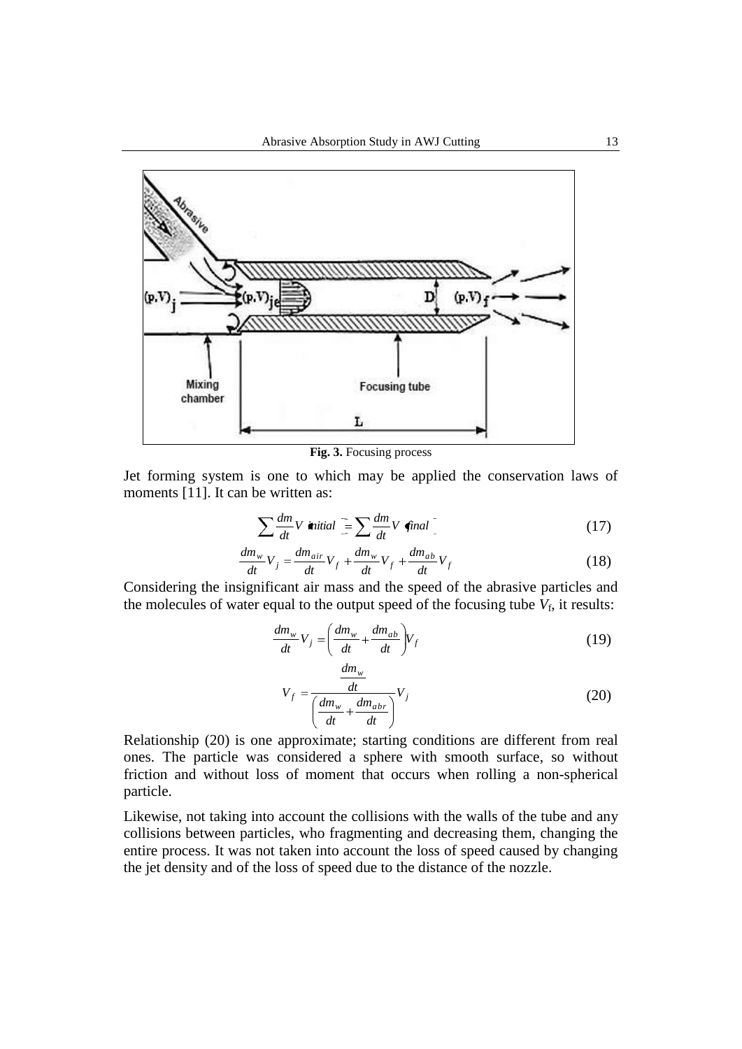**Fig. 3.** Focusing process

Jet forming system is one to which may be applied the conservation laws of moments [11]. It can be written as:

$$\sum \frac{dm}{dt} V\,(initial) = \sum \frac{dm}{dt} V\,(final) \tag{17}$$

$$\frac{dm_w}{dt} V_j = \frac{dm_{air}}{dt} V_f + \frac{dm_w}{dt} V_f + \frac{dm_{ab}}{dt} V_f \tag{18}$$

Considering the insignificant air mass and the speed of the abrasive particles and the molecules of water equal to the output speed of the focusing tube $V_f$, it results:

$$\frac{dm_w}{dt} V_j = \left( \frac{dm_w}{dt} + \frac{dm_{ab}}{dt} \right) V_f \tag{19}$$

$$V_f = \frac{\dfrac{dm_w}{dt}}{\left( \dfrac{dm_w}{dt} + \dfrac{dm_{abr}}{dt} \right)} V_j \tag{20}$$

Relationship (20) is one approximate; starting conditions are different from real ones. The particle was considered a sphere with smooth surface, so without friction and without loss of moment that occurs when rolling a non-spherical particle.

Likewise, not taking into account the collisions with the walls of the tube and any collisions between particles, who fragmenting and decreasing them, changing the entire process. It was not taken into account the loss of speed caused by changing the jet density and of the loss of speed due to the distance of the nozzle.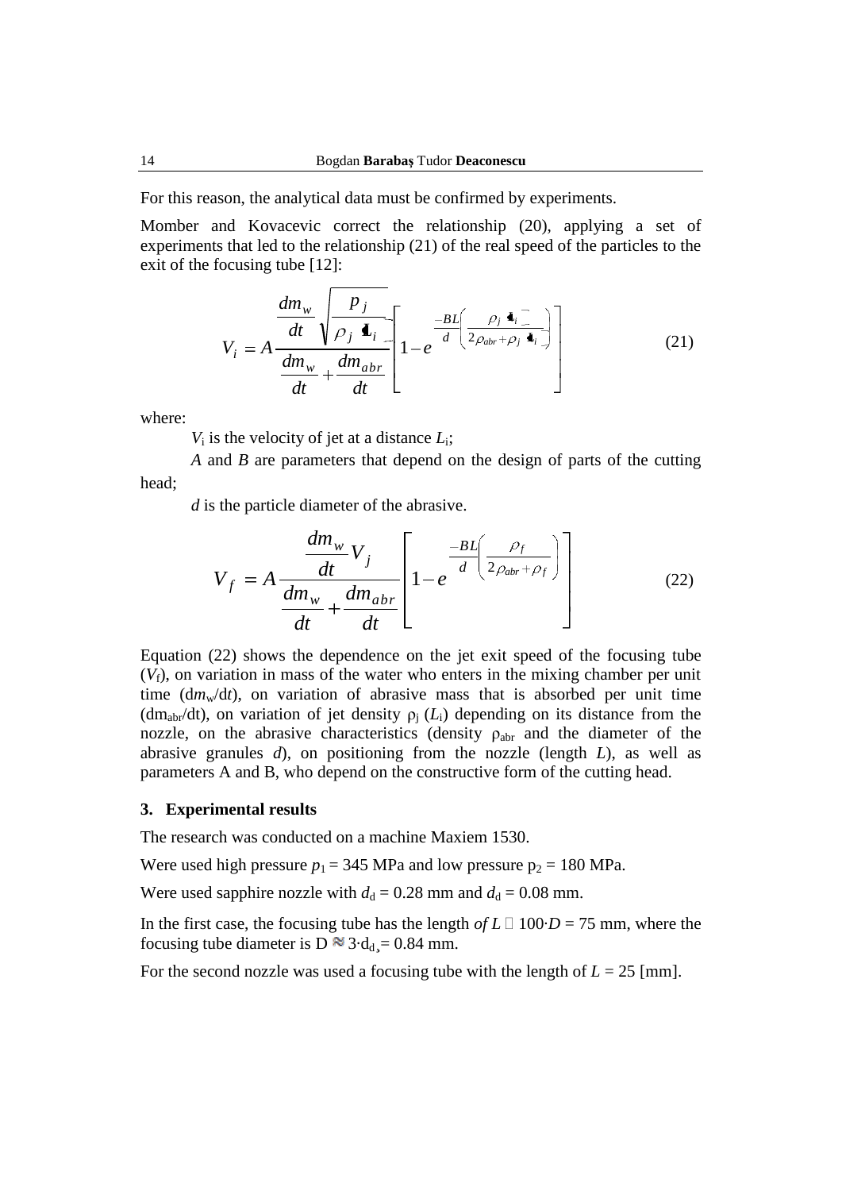For this reason, the analytical data must be confirmed by experiments.

Momber and Kovacevic correct the relationship (20), applying a set of experiments that led to the relationship (21) of the real speed of the particles to the exit of the focusing tube [12]:

$$V_i = A \frac{\dfrac{dm_w}{dt}\sqrt{\dfrac{p_j}{\rho_j (L_i)}}}{\dfrac{dm_w}{dt} + \dfrac{dm_{abr}}{dt}} \left[ 1 - e^{\frac{-BL}{d}\left(\frac{\rho_j (L_i)}{2\rho_{abr} + \rho_j (L_i)}\right)} \right] \tag{21}$$

where:

$V_i$ is the velocity of jet at a distance $L_i$;

$A$ and $B$ are parameters that depend on the design of parts of the cutting head;

$d$ is the particle diameter of the abrasive.

$$V_f = A \frac{\dfrac{dm_w}{dt} V_j}{\dfrac{dm_w}{dt} + \dfrac{dm_{abr}}{dt}} \left[ 1 - e^{\frac{-BL}{d}\left(\frac{\rho_f}{2\rho_{abr} + \rho_f}\right)} \right] \tag{22}$$

Equation (22) shows the dependence on the jet exit speed of the focusing tube ($V_f$), on variation in mass of the water who enters in the mixing chamber per unit time ($dm_w/dt$), on variation of abrasive mass that is absorbed per unit time ($dm_{abr}/dt$), on variation of jet density $\rho_j$ ($L_i$) depending on its distance from the nozzle, on the abrasive characteristics (density $\rho_{abr}$ and the diameter of the abrasive granules $d$), on positioning from the nozzle (length $L$), as well as parameters A and B, who depend on the constructive form of the cutting head.

## 3. Experimental results

The research was conducted on a machine Maxiem 1530.

Were used high pressure $p_1 = 345$ MPa and low pressure $p_2 = 180$ MPa.

Were used sapphire nozzle with $d_d = 0.28$ mm and $d_d = 0.08$ mm.

In the first case, the focusing tube has the length of $L \approx 100 \cdot D = 75$ mm, where the focusing tube diameter is $D \approx 3 \cdot d_d = 0.84$ mm.

For the second nozzle was used a focusing tube with the length of $L = 25$ [mm].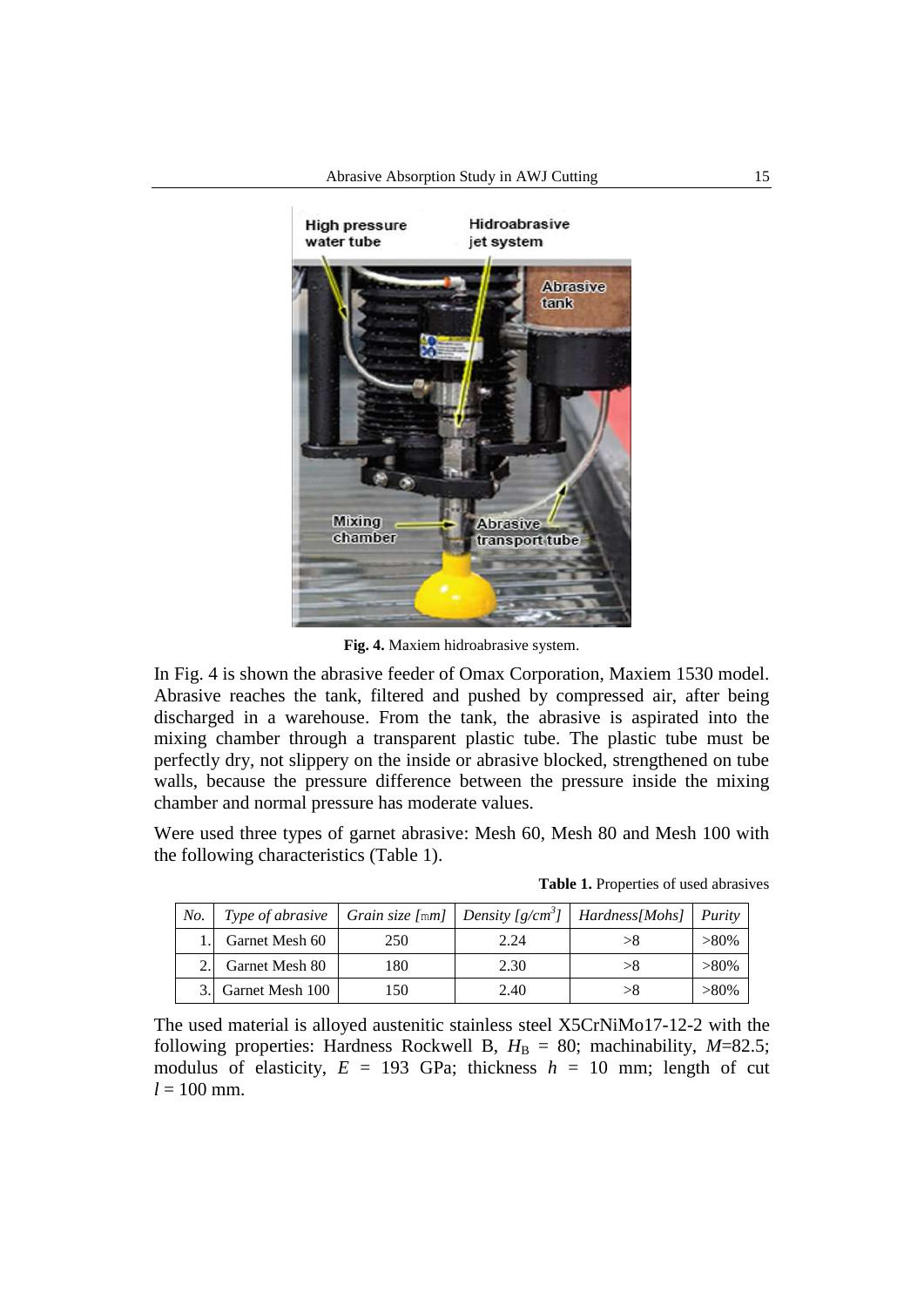**Fig. 4.** Maxiem hidroabrasive system.

In Fig. 4 is shown the abrasive feeder of Omax Corporation, Maxiem 1530 model. Abrasive reaches the tank, filtered and pushed by compressed air, after being discharged in a warehouse. From the tank, the abrasive is aspirated into the mixing chamber through a transparent plastic tube. The plastic tube must be perfectly dry, not slippery on the inside or abrasive blocked, strengthened on tube walls, because the pressure difference between the pressure inside the mixing chamber and normal pressure has moderate values.

Were used three types of garnet abrasive: Mesh 60, Mesh 80 and Mesh 100 with the following characteristics (Table 1).

**Table 1.** Properties of used abrasives

| *No.* | *Type of abrasive* | *Grain size [μm]* | *Density [g/cm³]* | *Hardness[Mohs]* | *Purity* |
|---|---|---|---|---|---|
| 1. | Garnet Mesh 60 | 250 | 2.24 | >8 | >80% |
| 2. | Garnet Mesh 80 | 180 | 2.30 | >8 | >80% |
| 3. | Garnet Mesh 100 | 150 | 2.40 | >8 | >80% |

The used material is alloyed austenitic stainless steel X5CrNiMo17-12-2 with the following properties: Hardness Rockwell B, $H_B$ = 80; machinability, $M$=82.5; modulus of elasticity, $E$ = 193 GPa; thickness $h$ = 10 mm; length of cut $l$ = 100 mm.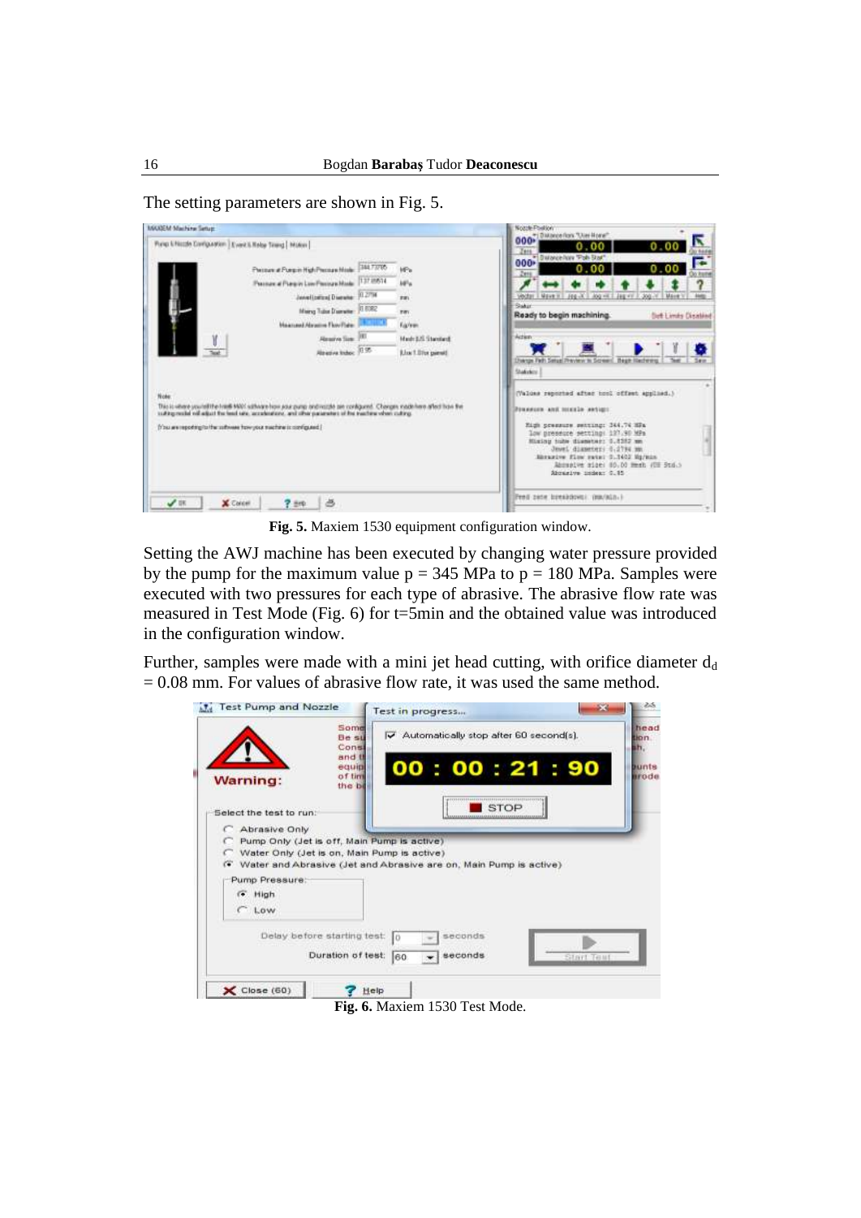The setting parameters are shown in Fig. 5.

**Fig. 5.** Maxiem 1530 equipment configuration window.

Setting the AWJ machine has been executed by changing water pressure provided by the pump for the maximum value p = 345 MPa to p = 180 MPa. Samples were executed with two pressures for each type of abrasive. The abrasive flow rate was measured in Test Mode (Fig. 6) for t=5min and the obtained value was introduced in the configuration window.

Further, samples were made with a mini jet head cutting, with orifice diameter $d_d$ = 0.08 mm. For values of abrasive flow rate, it was used the same method.

**Fig. 6.** Maxiem 1530 Test Mode.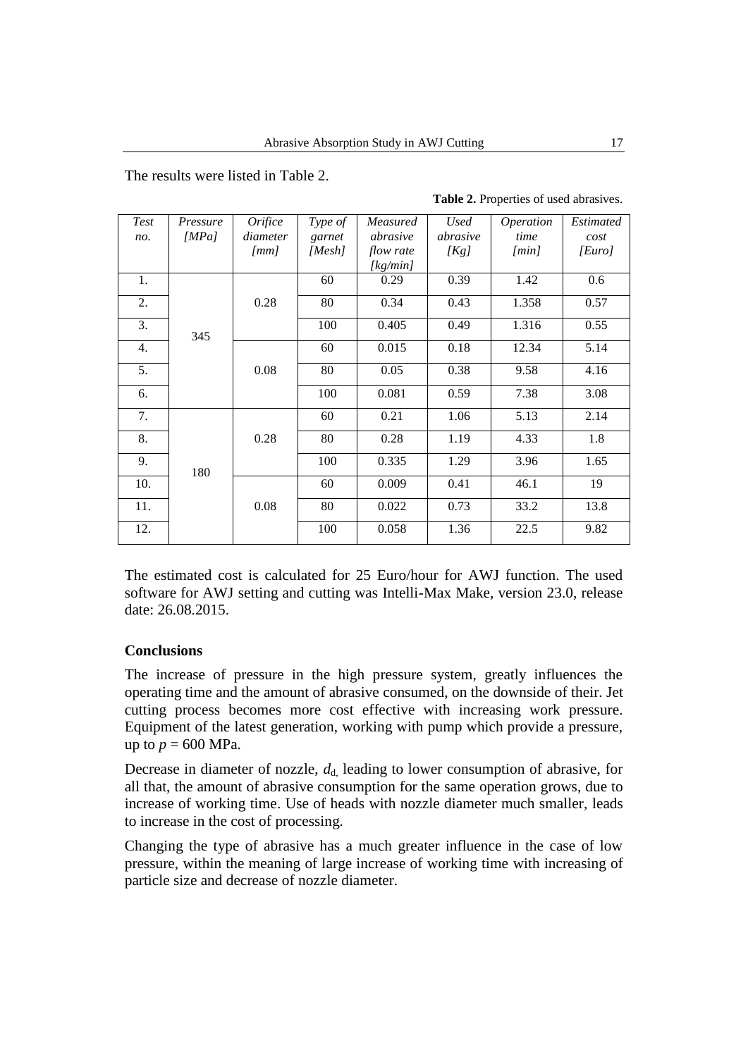The results were listed in Table 2.

**Table 2.** Properties of used abrasives.

| *Test no.* | *Pressure [MPa]* | *Orifice diameter [mm]* | *Type of garnet [Mesh]* | *Measured abrasive flow rate [kg/min]* | *Used abrasive [Kg]* | *Operation time [min]* | *Estimated cost [Euro]* |
|---|---|---|---|---|---|---|---|
| 1. | 345 | 0.28 | 60 | 0.29 | 0.39 | 1.42 | 0.6 |
| 2. | | | 80 | 0.34 | 0.43 | 1.358 | 0.57 |
| 3. | | | 100 | 0.405 | 0.49 | 1.316 | 0.55 |
| 4. | | 0.08 | 60 | 0.015 | 0.18 | 12.34 | 5.14 |
| 5. | | | 80 | 0.05 | 0.38 | 9.58 | 4.16 |
| 6. | | | 100 | 0.081 | 0.59 | 7.38 | 3.08 |
| 7. | 180 | 0.28 | 60 | 0.21 | 1.06 | 5.13 | 2.14 |
| 8. | | | 80 | 0.28 | 1.19 | 4.33 | 1.8 |
| 9. | | | 100 | 0.335 | 1.29 | 3.96 | 1.65 |
| 10. | | 0.08 | 60 | 0.009 | 0.41 | 46.1 | 19 |
| 11. | | | 80 | 0.022 | 0.73 | 33.2 | 13.8 |
| 12. | | | 100 | 0.058 | 1.36 | 22.5 | 9.82 |

The estimated cost is calculated for 25 Euro/hour for AWJ function. The used software for AWJ setting and cutting was Intelli-Max Make, version 23.0, release date: 26.08.2015.

### Conclusions

The increase of pressure in the high pressure system, greatly influences the operating time and the amount of abrasive consumed, on the downside of their. Jet cutting process becomes more cost effective with increasing work pressure. Equipment of the latest generation, working with pump which provide a pressure, up to $p = 600$ MPa.

Decrease in diameter of nozzle, $d_d$, leading to lower consumption of abrasive, for all that, the amount of abrasive consumption for the same operation grows, due to increase of working time. Use of heads with nozzle diameter much smaller, leads to increase in the cost of processing.

Changing the type of abrasive has a much greater influence in the case of low pressure, within the meaning of large increase of working time with increasing of particle size and decrease of nozzle diameter.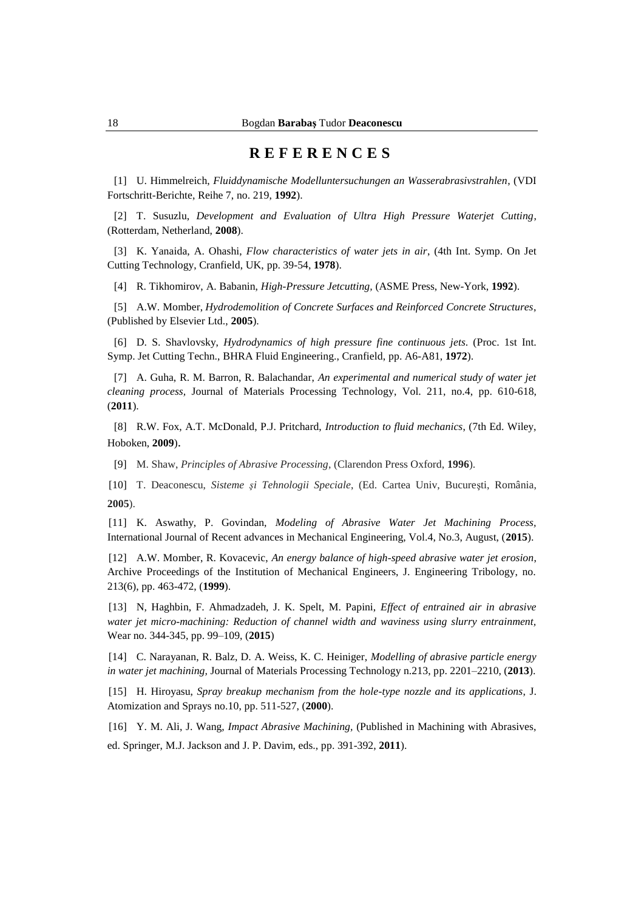## R E F E R E N C E S

[1] U. Himmelreich, *Fluiddynamische Modelluntersuchungen an Wasserabrasivstrahlen*, (VDI Fortschritt-Berichte, Reihe 7, no. 219, **1992**).

[2] T. Susuzlu, *Development and Evaluation of Ultra High Pressure Waterjet Cutting*, (Rotterdam, Netherland, **2008**).

[3] K. Yanaida, A. Ohashi, *Flow characteristics of water jets in air*, (4th Int. Symp. On Jet Cutting Technology, Cranfield, UK, pp. 39-54, **1978**).

[4] R. Tikhomirov, A. Babanin, *High-Pressure Jetcutting,* (ASME Press, New-York, **1992**).

[5] A.W. Momber, *Hydrodemolition of Concrete Surfaces and Reinforced Concrete Structures*, (Published by Elsevier Ltd., **2005**).

[6] D. S. Shavlovsky, *Hydrodynamics of high pressure fine continuous jets.* (Proc. 1st Int. Symp. Jet Cutting Techn., BHRA Fluid Engineering., Cranfield, pp. A6-A81, **1972**).

[7] A. Guha, R. M. Barron, R. Balachandar, *An experimental and numerical study of water jet cleaning process,* Journal of Materials Processing Technology, Vol. 211, no.4, pp. 610-618, (**2011**).

[8] R.W. Fox, A.T. McDonald, P.J. Pritchard, *Introduction to fluid mechanics*, (7th Ed. Wiley, Hoboken, **2009**)**.**

[9] M. Shaw, *Principles of Abrasive Processing*, (Clarendon Press Oxford, **1996**).

[10] T. Deaconescu, *Sisteme şi Tehnologii Speciale*, (Ed. Cartea Univ, Bucureşti, România, **2005**).

[11] K. Aswathy, P. Govindan, *Modeling of Abrasive Water Jet Machining Process,* International Journal of Recent advances in Mechanical Engineering, Vol.4, No.3, August, (**2015**).

[12] A.W. Momber, R. Kovacevic, *An energy balance of high-speed abrasive water jet erosion*, Archive Proceedings of the Institution of Mechanical Engineers, J. Engineering Tribology, no. 213(6), pp. 463-472, (**1999**).

[13] N, Haghbin, F. Ahmadzadeh, J. K. Spelt, M. Papini, *Effect of entrained air in abrasive water jet micro-machining: Reduction of channel width and waviness using slurry entrainment,* Wear no. 344-345, pp. 99–109, (**2015**)

[14] C. Narayanan, R. Balz, D. A. Weiss, K. C. Heiniger, *Modelling of abrasive particle energy in water jet machining,* Journal of Materials Processing Technology n.213, pp. 2201–2210, (**2013**).

[15] H. Hiroyasu, *Spray breakup mechanism from the hole-type nozzle and its applications*, J. Atomization and Sprays no.10, pp. 511-527, (**2000**).

[16] Y. M. Ali, J. Wang, *Impact Abrasive Machining,* (Published in Machining with Abrasives, ed. Springer, M.J. Jackson and J. P. Davim, eds., pp. 391-392, **2011**).